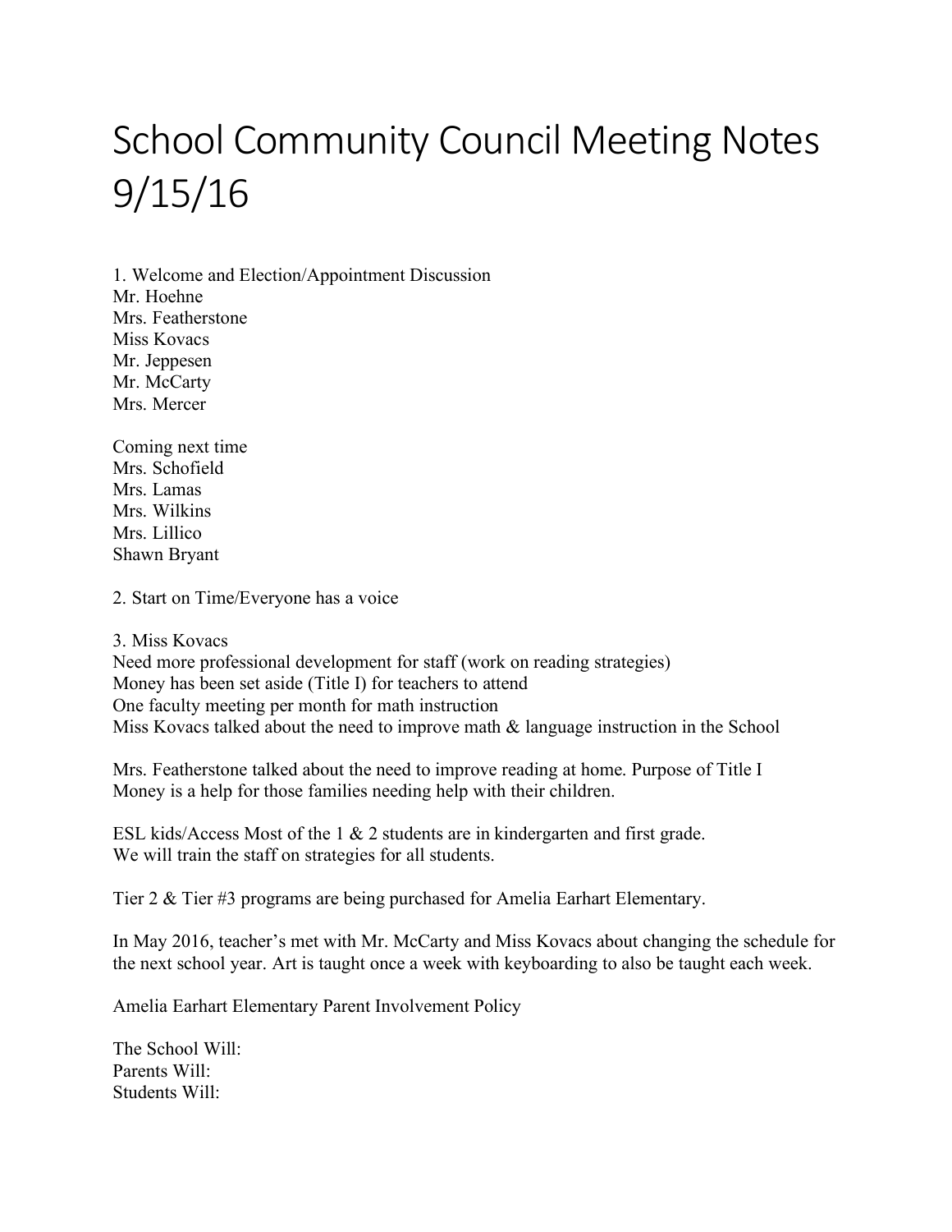# School Community Council Meeting Notes 9/15/16

1. Welcome and Election/Appointment Discussion
Mr. Hoehne
Mrs. Featherstone
Miss Kovacs
Mr. Jeppesen
Mr. McCarty
Mrs. Mercer

Coming next time
Mrs. Schofield
Mrs. Lamas
Mrs. Wilkins
Mrs. Lillico
Shawn Bryant

2. Start on Time/Everyone has a voice

3. Miss Kovacs
Need more professional development for staff (work on reading strategies)
Money has been set aside (Title I) for teachers to attend
One faculty meeting per month for math instruction
Miss Kovacs talked about the need to improve math & language instruction in the School

Mrs. Featherstone talked about the need to improve reading at home. Purpose of Title I Money is a help for those families needing help with their children.

ESL kids/Access Most of the 1 & 2 students are in kindergarten and first grade.
We will train the staff on strategies for all students.

Tier 2 & Tier #3 programs are being purchased for Amelia Earhart Elementary.

In May 2016, teacher's met with Mr. McCarty and Miss Kovacs about changing the schedule for the next school year. Art is taught once a week with keyboarding to also be taught each week.

Amelia Earhart Elementary Parent Involvement Policy

The School Will:
Parents Will:
Students Will: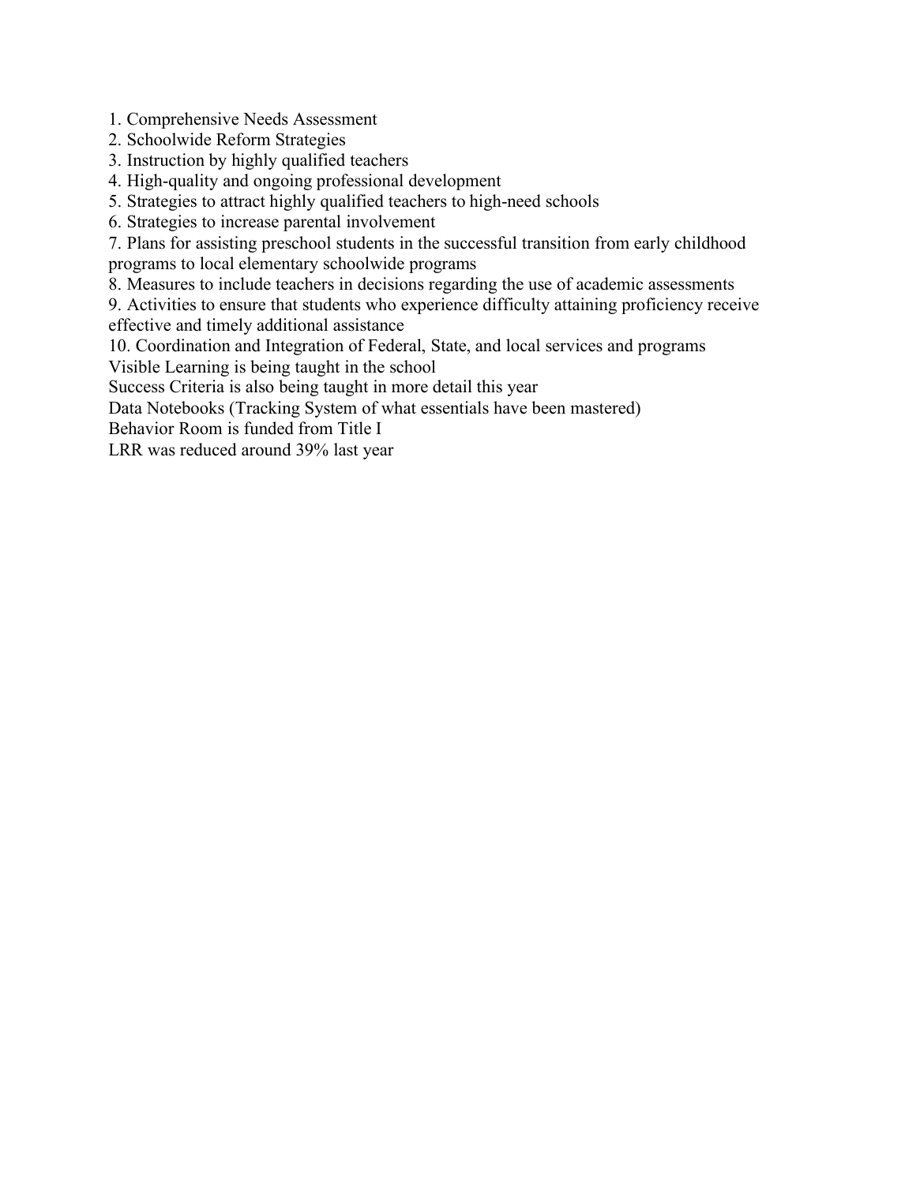1. Comprehensive Needs Assessment
2. Schoolwide Reform Strategies
3. Instruction by highly qualified teachers
4. High-quality and ongoing professional development
5. Strategies to attract highly qualified teachers to high-need schools
6. Strategies to increase parental involvement
7. Plans for assisting preschool students in the successful transition from early childhood programs to local elementary schoolwide programs
8. Measures to include teachers in decisions regarding the use of academic assessments
9. Activities to ensure that students who experience difficulty attaining proficiency receive effective and timely additional assistance
10. Coordination and Integration of Federal, State, and local services and programs

Visible Learning is being taught in the school
Success Criteria is also being taught in more detail this year
Data Notebooks (Tracking System of what essentials have been mastered)
Behavior Room is funded from Title I
LRR was reduced around 39% last year